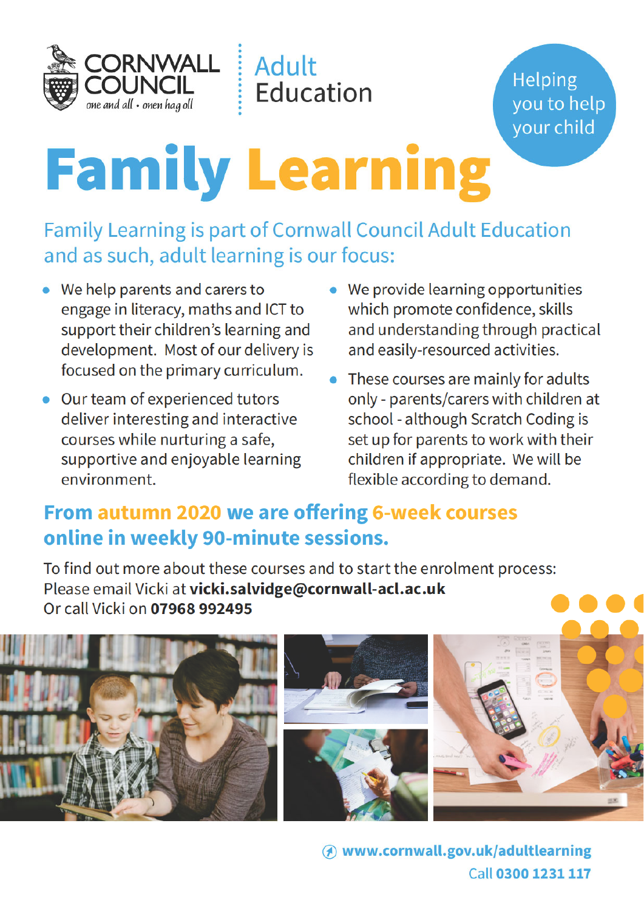CORNWALL COUNCIL
*one and all • onen hag oll*

Adult Education

Helping you to help your child

# Family Learning

## Family Learning is part of Cornwall Council Adult Education and as such, adult learning is our focus:

- We help parents and carers to engage in literacy, maths and ICT to support their children's learning and development. Most of our delivery is focused on the primary curriculum.
- Our team of experienced tutors deliver interesting and interactive courses while nurturing a safe, supportive and enjoyable learning environment.
- We provide learning opportunities which promote confidence, skills and understanding through practical and easily-resourced activities.
- These courses are mainly for adults only - parents/carers with children at school - although Scratch Coding is set up for parents to work with their children if appropriate. We will be flexible according to demand.

## From autumn 2020 we are offering 6-week courses online in weekly 90-minute sessions.

To find out more about these courses and to start the enrolment process:
Please email Vicki at **vicki.salvidge@cornwall-acl.ac.uk**
Or call Vicki on **07968 992495**

**www.cornwall.gov.uk/adultlearning**
Call **0300 1231 117**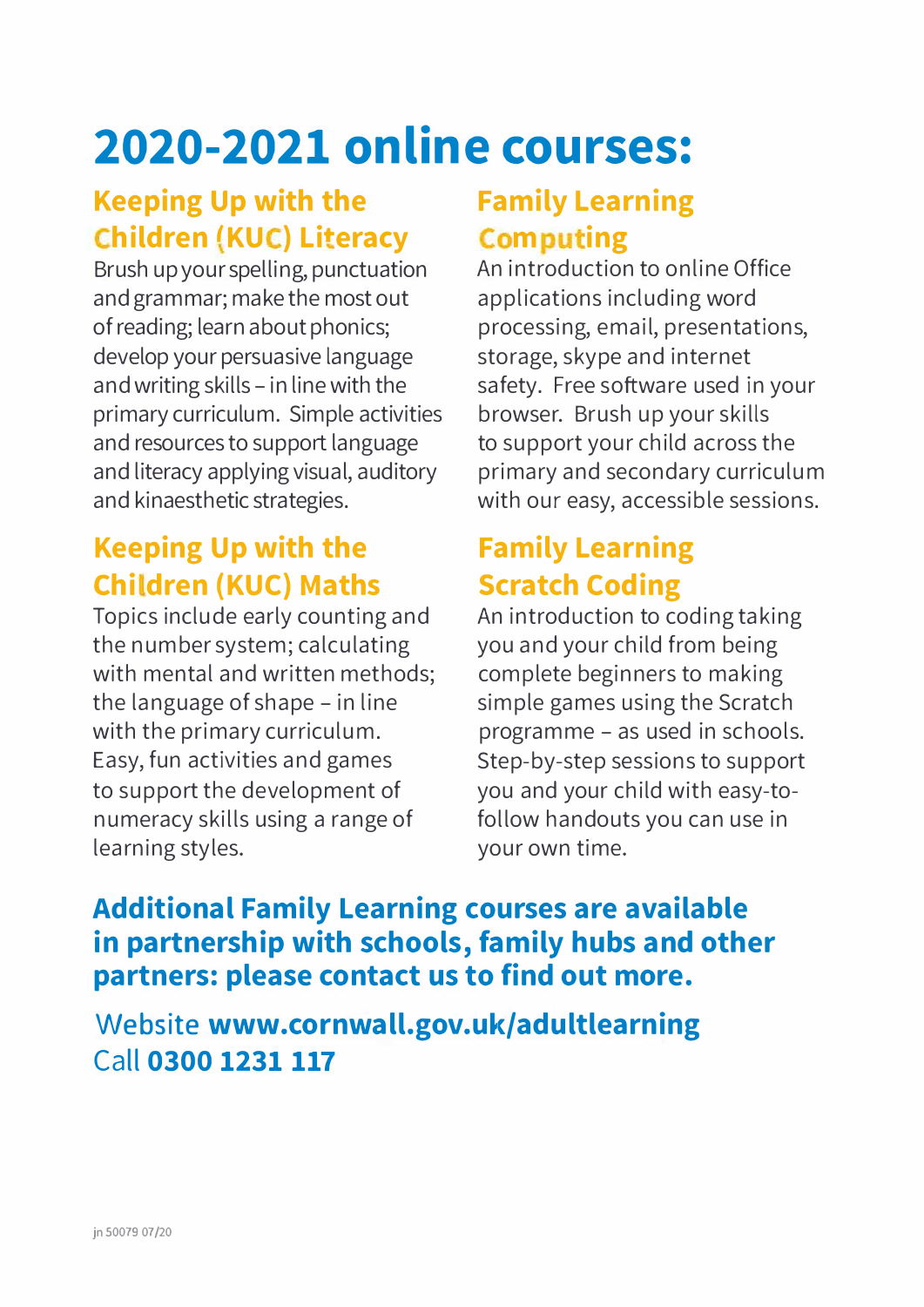# 2020-2021 online courses:

## Keeping Up with the Children (KUC) Literacy

Brush up your spelling, punctuation and grammar; make the most out of reading; learn about phonics; develop your persuasive language and writing skills – in line with the primary curriculum. Simple activities and resources to support language and literacy applying visual, auditory and kinaesthetic strategies.

## Keeping Up with the Children (KUC) Maths

Topics include early counting and the number system; calculating with mental and written methods; the language of shape – in line with the primary curriculum. Easy, fun activities and games to support the development of numeracy skills using a range of learning styles.

## Family Learning Computing

An introduction to online Office applications including word processing, email, presentations, storage, skype and internet safety. Free software used in your browser. Brush up your skills to support your child across the primary and secondary curriculum with our easy, accessible sessions.

## Family Learning Scratch Coding

An introduction to coding taking you and your child from being complete beginners to making simple games using the Scratch programme – as used in schools. Step-by-step sessions to support you and your child with easy-to-follow handouts you can use in your own time.

**Additional Family Learning courses are available in partnership with schools, family hubs and other partners: please contact us to find out more.**

Website **www.cornwall.gov.uk/adultlearning**
Call **0300 1231 117**

jn 50079 07/20